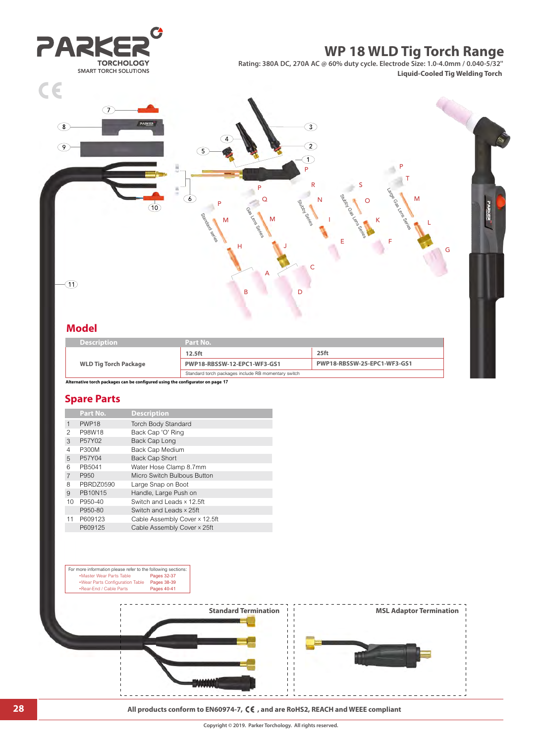PARKER TORCHOLOGY
SMART TORCH SOLUTIONS

# WP 18 WLD Tig Torch Range

**Rating: 380A DC, 270A AC @ 60% duty cycle. Electrode Size: 1.0-4.0mm / 0.040-5/32"**

**Liquid-Cooled Tig Welding Torch**

## Model

| Description | Part No. | |
|---|---|---|
| | **12.5ft** | **25ft** |
| **WLD Tig Torch Package** | **PWP18-RBSSW-12-EPC1-WF3-GS1** | **PWP18-RBSSW-25-EPC1-WF3-GS1** |
| | Standard torch packages include RB momentary switch | |

**Alternative torch packages can be configured using the configurator on page 17**

## Spare Parts

| | Part No. | Description |
|---|---|---|
| 1 | PWP18 | Torch Body Standard |
| 2 | P98W18 | Back Cap 'O' Ring |
| 3 | P57Y02 | Back Cap Long |
| 4 | P300M | Back Cap Medium |
| 5 | P57Y04 | Back Cap Short |
| 6 | PB5041 | Water Hose Clamp 8.7mm |
| 7 | P950 | Micro Switch Bulbous Button |
| 8 | PBRDZ0590 | Large Snap on Boot |
| 9 | PB10N15 | Handle, Large Push on |
| 10 | P950-40 | Switch and Leads x 12.5ft |
| | P950-80 | Switch and Leads x 25ft |
| 11 | P609123 | Cable Assembly Cover x 12.5ft |
| | P609125 | Cable Assembly Cover x 25ft |

For more information please refer to the following sections:
- Master Wear Parts Table — Pages 32-37
- Wear Parts Configuration Table — Pages 38-39
- Rear-End / Cable Parts — Pages 40-41

**Standard Termination**

**MSL Adaptor Termination**

**All products conform to EN60974-7, CE, and are RoHS2, REACH and WEEE compliant**

Copyright © 2019. Parker Torchology. All rights reserved.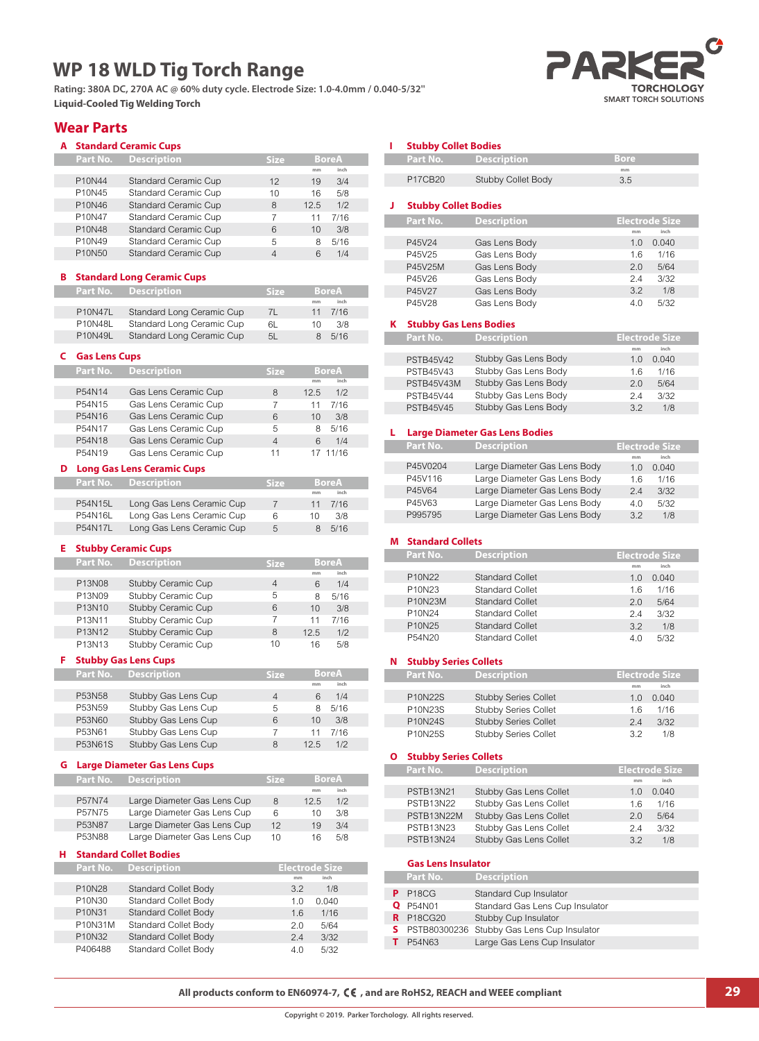# WP 18 WLD Tig Torch Range

**Rating: 380A DC, 270A AC @ 60% duty cycle. Electrode Size: 1.0-4.0mm / 0.040-5/32"**
**Liquid-Cooled Tig Welding Torch**

PARKER TORCHOLOGY
SMART TORCH SOLUTIONS

## Wear Parts

### A Standard Ceramic Cups

| Part No. | Description | Size | Bore mm | Bore inch |
|---|---|---|---|---|
| P10N44 | Standard Ceramic Cup | 12 | 19 | 3/4 |
| P10N45 | Standard Ceramic Cup | 10 | 16 | 5/8 |
| P10N46 | Standard Ceramic Cup | 8 | 12.5 | 1/2 |
| P10N47 | Standard Ceramic Cup | 7 | 11 | 7/16 |
| P10N48 | Standard Ceramic Cup | 6 | 10 | 3/8 |
| P10N49 | Standard Ceramic Cup | 5 | 8 | 5/16 |
| P10N50 | Standard Ceramic Cup | 4 | 6 | 1/4 |

### B Standard Long Ceramic Cups

| Part No. | Description | Size | Bore mm | Bore inch |
|---|---|---|---|---|
| P10N47L | Standard Long Ceramic Cup | 7L | 11 | 7/16 |
| P10N48L | Standard Long Ceramic Cup | 6L | 10 | 3/8 |
| P10N49L | Standard Long Ceramic Cup | 5L | 8 | 5/16 |

### C Gas Lens Cups

| Part No. | Description | Size | Bore mm | Bore inch |
|---|---|---|---|---|
| P54N14 | Gas Lens Ceramic Cup | 8 | 12.5 | 1/2 |
| P54N15 | Gas Lens Ceramic Cup | 7 | 11 | 7/16 |
| P54N16 | Gas Lens Ceramic Cup | 6 | 10 | 3/8 |
| P54N17 | Gas Lens Ceramic Cup | 5 | 8 | 5/16 |
| P54N18 | Gas Lens Ceramic Cup | 4 | 6 | 1/4 |
| P54N19 | Gas Lens Ceramic Cup | 11 | 17 | 11/16 |

### D Long Gas Lens Ceramic Cups

| Part No. | Description | Size | Bore mm | Bore inch |
|---|---|---|---|---|
| P54N15L | Long Gas Lens Ceramic Cup | 7 | 11 | 7/16 |
| P54N16L | Long Gas Lens Ceramic Cup | 6 | 10 | 3/8 |
| P54N17L | Long Gas Lens Ceramic Cup | 5 | 8 | 5/16 |

### E Stubby Ceramic Cups

| Part No. | Description | Size | Bore mm | Bore inch |
|---|---|---|---|---|
| P13N08 | Stubby Ceramic Cup | 4 | 6 | 1/4 |
| P13N09 | Stubby Ceramic Cup | 5 | 8 | 5/16 |
| P13N10 | Stubby Ceramic Cup | 6 | 10 | 3/8 |
| P13N11 | Stubby Ceramic Cup | 7 | 11 | 7/16 |
| P13N12 | Stubby Ceramic Cup | 8 | 12.5 | 1/2 |
| P13N13 | Stubby Ceramic Cup | 10 | 16 | 5/8 |

### F Stubby Gas Lens Cups

| Part No. | Description | Size | Bore mm | Bore inch |
|---|---|---|---|---|
| P53N58 | Stubby Gas Lens Cup | 4 | 6 | 1/4 |
| P53N59 | Stubby Gas Lens Cup | 5 | 8 | 5/16 |
| P53N60 | Stubby Gas Lens Cup | 6 | 10 | 3/8 |
| P53N61 | Stubby Gas Lens Cup | 7 | 11 | 7/16 |
| P53N61S | Stubby Gas Lens Cup | 8 | 12.5 | 1/2 |

### G Large Diameter Gas Lens Cups

| Part No. | Description | Size | Bore mm | Bore inch |
|---|---|---|---|---|
| P57N74 | Large Diameter Gas Lens Cup | 8 | 12.5 | 1/2 |
| P57N75 | Large Diameter Gas Lens Cup | 6 | 10 | 3/8 |
| P53N87 | Large Diameter Gas Lens Cup | 12 | 19 | 3/4 |
| P53N88 | Large Diameter Gas Lens Cup | 10 | 16 | 5/8 |

### H Standard Collet Bodies

| Part No. | Description | Electrode Size mm | Electrode Size inch |
|---|---|---|---|
| P10N28 | Standard Collet Body | 3.2 | 1/8 |
| P10N30 | Standard Collet Body | 1.0 | 0.040 |
| P10N31 | Standard Collet Body | 1.6 | 1/16 |
| P10N31M | Standard Collet Body | 2.0 | 5/64 |
| P10N32 | Standard Collet Body | 2.4 | 3/32 |
| P406488 | Standard Collet Body | 4.0 | 5/32 |

### I Stubby Collet Bodies

| Part No. | Description | Bore mm |
|---|---|---|
| P17CB20 | Stubby Collet Body | 3.5 |

### J Stubby Collet Bodies

| Part No. | Description | Electrode Size mm | Electrode Size inch |
|---|---|---|---|
| P45V24 | Gas Lens Body | 1.0 | 0.040 |
| P45V25 | Gas Lens Body | 1.6 | 1/16 |
| P45V25M | Gas Lens Body | 2.0 | 5/64 |
| P45V26 | Gas Lens Body | 2.4 | 3/32 |
| P45V27 | Gas Lens Body | 3.2 | 1/8 |
| P45V28 | Gas Lens Body | 4.0 | 5/32 |

### K Stubby Gas Lens Bodies

| Part No. | Description | Electrode Size mm | Electrode Size inch |
|---|---|---|---|
| PSTB45V42 | Stubby Gas Lens Body | 1.0 | 0.040 |
| PSTB45V43 | Stubby Gas Lens Body | 1.6 | 1/16 |
| PSTB45V43M | Stubby Gas Lens Body | 2.0 | 5/64 |
| PSTB45V44 | Stubby Gas Lens Body | 2.4 | 3/32 |
| PSTB45V45 | Stubby Gas Lens Body | 3.2 | 1/8 |

### L Large Diameter Gas Lens Bodies

| Part No. | Description | Electrode Size mm | Electrode Size inch |
|---|---|---|---|
| P45V0204 | Large Diameter Gas Lens Body | 1.0 | 0.040 |
| P45V116 | Large Diameter Gas Lens Body | 1.6 | 1/16 |
| P45V64 | Large Diameter Gas Lens Body | 2.4 | 3/32 |
| P45V63 | Large Diameter Gas Lens Body | 4.0 | 5/32 |
| P995795 | Large Diameter Gas Lens Body | 3.2 | 1/8 |

### M Standard Collets

| Part No. | Description | Electrode Size mm | Electrode Size inch |
|---|---|---|---|
| P10N22 | Standard Collet | 1.0 | 0.040 |
| P10N23 | Standard Collet | 1.6 | 1/16 |
| P10N23M | Standard Collet | 2.0 | 5/64 |
| P10N24 | Standard Collet | 2.4 | 3/32 |
| P10N25 | Standard Collet | 3.2 | 1/8 |
| P54N20 | Standard Collet | 4.0 | 5/32 |

### N Stubby Series Collets

| Part No. | Description | Electrode Size mm | Electrode Size inch |
|---|---|---|---|
| P10N22S | Stubby Series Collet | 1.0 | 0.040 |
| P10N23S | Stubby Series Collet | 1.6 | 1/16 |
| P10N24S | Stubby Series Collet | 2.4 | 3/32 |
| P10N25S | Stubby Series Collet | 3.2 | 1/8 |

### O Stubby Series Collets

| Part No. | Description | Electrode Size mm | Electrode Size inch |
|---|---|---|---|
| PSTB13N21 | Stubby Gas Lens Collet | 1.0 | 0.040 |
| PSTB13N22 | Stubby Gas Lens Collet | 1.6 | 1/16 |
| PSTB13N22M | Stubby Gas Lens Collet | 2.0 | 5/64 |
| PSTB13N23 | Stubby Gas Lens Collet | 2.4 | 3/32 |
| PSTB13N24 | Stubby Gas Lens Collet | 3.2 | 1/8 |

### Gas Lens Insulator

| | Part No. | Description |
|---|---|---|
| P | P18CG | Standard Cup Insulator |
| Q | P54N01 | Standard Gas Lens Cup Insulator |
| R | P18CG20 | Stubby Cup Insulator |
| S | PSTB80300236 | Stubby Gas Lens Cup Insulator |
| T | P54N63 | Large Gas Lens Cup Insulator |

**All products conform to EN60974-7, CE, and are RoHS2, REACH and WEEE compliant**

Copyright © 2019. Parker Torchology. All rights reserved.